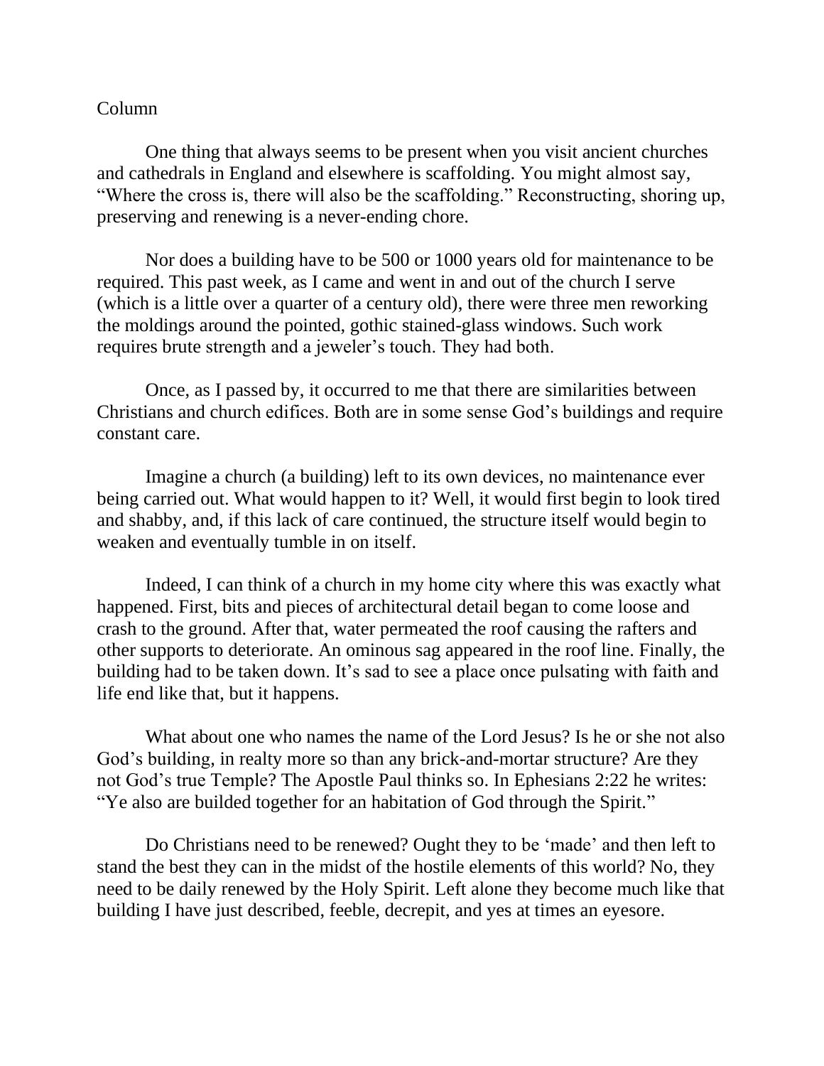Column

One thing that always seems to be present when you visit ancient churches and cathedrals in England and elsewhere is scaffolding. You might almost say, "Where the cross is, there will also be the scaffolding." Reconstructing, shoring up, preserving and renewing is a never-ending chore.

Nor does a building have to be 500 or 1000 years old for maintenance to be required. This past week, as I came and went in and out of the church I serve (which is a little over a quarter of a century old), there were three men reworking the moldings around the pointed, gothic stained-glass windows. Such work requires brute strength and a jeweler's touch. They had both.

Once, as I passed by, it occurred to me that there are similarities between Christians and church edifices. Both are in some sense God's buildings and require constant care.

Imagine a church (a building) left to its own devices, no maintenance ever being carried out. What would happen to it? Well, it would first begin to look tired and shabby, and, if this lack of care continued, the structure itself would begin to weaken and eventually tumble in on itself.

Indeed, I can think of a church in my home city where this was exactly what happened. First, bits and pieces of architectural detail began to come loose and crash to the ground. After that, water permeated the roof causing the rafters and other supports to deteriorate. An ominous sag appeared in the roof line. Finally, the building had to be taken down. It's sad to see a place once pulsating with faith and life end like that, but it happens.

What about one who names the name of the Lord Jesus? Is he or she not also God's building, in realty more so than any brick-and-mortar structure? Are they not God's true Temple? The Apostle Paul thinks so. In Ephesians 2:22 he writes: "Ye also are builded together for an habitation of God through the Spirit."

Do Christians need to be renewed? Ought they to be 'made' and then left to stand the best they can in the midst of the hostile elements of this world? No, they need to be daily renewed by the Holy Spirit. Left alone they become much like that building I have just described, feeble, decrepit, and yes at times an eyesore.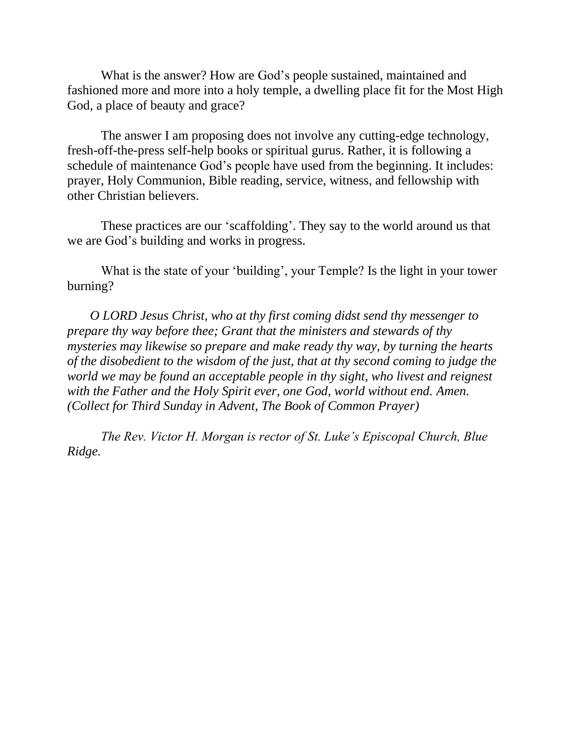What is the answer? How are God's people sustained, maintained and fashioned more and more into a holy temple, a dwelling place fit for the Most High God, a place of beauty and grace?

The answer I am proposing does not involve any cutting-edge technology, fresh-off-the-press self-help books or spiritual gurus. Rather, it is following a schedule of maintenance God's people have used from the beginning. It includes: prayer, Holy Communion, Bible reading, service, witness, and fellowship with other Christian believers.

These practices are our 'scaffolding'. They say to the world around us that we are God's building and works in progress.

What is the state of your 'building', your Temple? Is the light in your tower burning?

*O LORD Jesus Christ, who at thy first coming didst send thy messenger to prepare thy way before thee; Grant that the ministers and stewards of thy mysteries may likewise so prepare and make ready thy way, by turning the hearts of the disobedient to the wisdom of the just, that at thy second coming to judge the world we may be found an acceptable people in thy sight, who livest and reignest with the Father and the Holy Spirit ever, one God, world without end. Amen. (Collect for Third Sunday in Advent, The Book of Common Prayer)*

*The Rev. Victor H. Morgan is rector of St. Luke's Episcopal Church, Blue Ridge.*